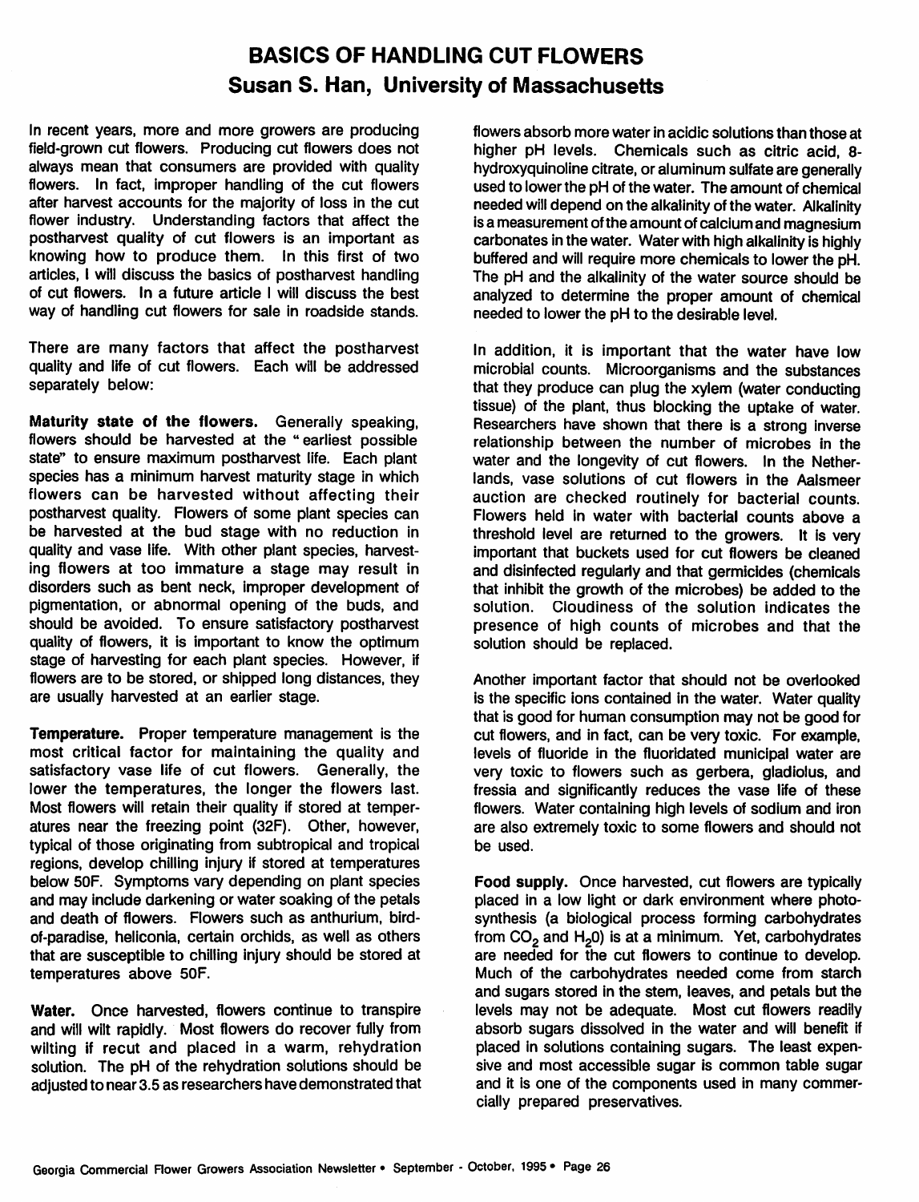# BASICS OF HANDLING CUT FLOWERS

## Susan S. Han, University of Massachusetts

In recent years, more and more growers are producing field-grown cut flowers. Producing cut flowers does not always mean that consumers are provided with quality flowers. In fact, improper handling of the cut flowers after harvest accounts for the majority of loss in the cut flower industry. Understanding factors that affect the postharvest quality of cut flowers is an important as knowing how to produce them. In this first of two articles, I will discuss the basics of postharvest handling of cut flowers. In a future article I will discuss the best way of handling cut flowers for sale in roadside stands.

There are many factors that affect the postharvest quality and life of cut flowers. Each will be addressed separately below:

**Maturity state of the flowers.** Generally speaking, flowers should be harvested at the "earliest possible state" to ensure maximum postharvest life. Each plant species has a minimum harvest maturity stage in which flowers can be harvested without affecting their postharvest quality. Flowers of some plant species can be harvested at the bud stage with no reduction in quality and vase life. With other plant species, harvesting flowers at too immature a stage may result in disorders such as bent neck, improper development of pigmentation, or abnormal opening of the buds, and should be avoided. To ensure satisfactory postharvest quality of flowers, it is important to know the optimum stage of harvesting for each plant species. However, if flowers are to be stored, or shipped long distances, they are usually harvested at an earlier stage.

**Temperature.** Proper temperature management is the most critical factor for maintaining the quality and satisfactory vase life of cut flowers. Generally, the lower the temperatures, the longer the flowers last. Most flowers will retain their quality if stored at temperatures near the freezing point (32F). Other, however, typical of those originating from subtropical and tropical regions, develop chilling injury if stored at temperatures below 50F. Symptoms vary depending on plant species and may include darkening or water soaking of the petals and death of flowers. Flowers such as anthurium, bird-of-paradise, heliconia, certain orchids, as well as others that are susceptible to chilling injury should be stored at temperatures above 50F.

**Water.** Once harvested, flowers continue to transpire and will wilt rapidly. Most flowers do recover fully from wilting if recut and placed in a warm, rehydration solution. The pH of the rehydration solutions should be adjusted to near 3.5 as researchers have demonstrated that flowers absorb more water in acidic solutions than those at higher pH levels. Chemicals such as citric acid, 8-hydroxyquinoline citrate, or aluminum sulfate are generally used to lower the pH of the water. The amount of chemical needed will depend on the alkalinity of the water. Alkalinity is a measurement of the amount of calcium and magnesium carbonates in the water. Water with high alkalinity is highly buffered and will require more chemicals to lower the pH. The pH and the alkalinity of the water source should be analyzed to determine the proper amount of chemical needed to lower the pH to the desirable level.

In addition, it is important that the water have low microbial counts. Microorganisms and the substances that they produce can plug the xylem (water conducting tissue) of the plant, thus blocking the uptake of water. Researchers have shown that there is a strong inverse relationship between the number of microbes in the water and the longevity of cut flowers. In the Netherlands, vase solutions of cut flowers in the Aalsmeer auction are checked routinely for bacterial counts. Flowers held in water with bacterial counts above a threshold level are returned to the growers. It is very important that buckets used for cut flowers be cleaned and disinfected regularly and that germicides (chemicals that inhibit the growth of the microbes) be added to the solution. Cloudiness of the solution indicates the presence of high counts of microbes and that the solution should be replaced.

Another important factor that should not be overlooked is the specific ions contained in the water. Water quality that is good for human consumption may not be good for cut flowers, and in fact, can be very toxic. For example, levels of fluoride in the fluoridated municipal water are very toxic to flowers such as gerbera, gladiolus, and fressia and significantly reduces the vase life of these flowers. Water containing high levels of sodium and iron are also extremely toxic to some flowers and should not be used.

**Food supply.** Once harvested, cut flowers are typically placed in a low light or dark environment where photosynthesis (a biological process forming carbohydrates from $CO_2$ and $H_2O$) is at a minimum. Yet, carbohydrates are needed for the cut flowers to continue to develop. Much of the carbohydrates needed come from starch and sugars stored in the stem, leaves, and petals but the levels may not be adequate. Most cut flowers readily absorb sugars dissolved in the water and will benefit if placed in solutions containing sugars. The least expensive and most accessible sugar is common table sugar and it is one of the components used in many commercially prepared preservatives.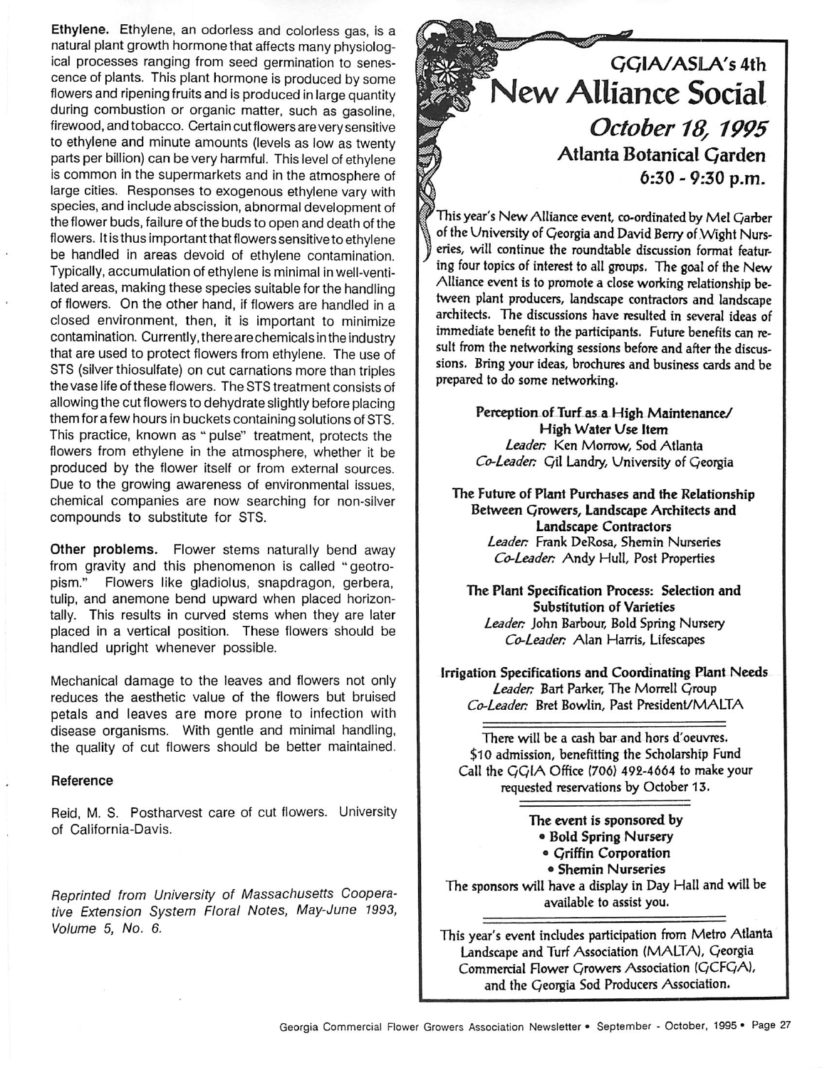**Ethylene.** Ethylene, an odorless and colorless gas, is a natural plant growth hormone that affects many physiological processes ranging from seed germination to senescence of plants. This plant hormone is produced by some flowers and ripening fruits and is produced in large quantity during combustion or organic matter, such as gasoline, firewood, and tobacco. Certain cut flowers are very sensitive to ethylene and minute amounts (levels as low as twenty parts per billion) can be very harmful. This level of ethylene is common in the supermarkets and in the atmosphere of large cities. Responses to exogenous ethylene vary with species, and include abscission, abnormal development of the flower buds, failure of the buds to open and death of the flowers. It is thus important that flowers sensitive to ethylene be handled in areas devoid of ethylene contamination. Typically, accumulation of ethylene is minimal in well-ventilated areas, making these species suitable for the handling of flowers. On the other hand, if flowers are handled in a closed environment, then, it is important to minimize contamination. Currently, there are chemicals in the industry that are used to protect flowers from ethylene. The use of STS (silver thiosulfate) on cut carnations more than triples the vase life of these flowers. The STS treatment consists of allowing the cut flowers to dehydrate slightly before placing them for a few hours in buckets containing solutions of STS. This practice, known as "pulse" treatment, protects the flowers from ethylene in the atmosphere, whether it be produced by the flower itself or from external sources. Due to the growing awareness of environmental issues, chemical companies are now searching for non-silver compounds to substitute for STS.

**Other problems.** Flower stems naturally bend away from gravity and this phenomenon is called "geotropism." Flowers like gladiolus, snapdragon, gerbera, tulip, and anemone bend upward when placed horizontally. This results in curved stems when they are later placed in a vertical position. These flowers should be handled upright whenever possible.

Mechanical damage to the leaves and flowers not only reduces the aesthetic value of the flowers but bruised petals and leaves are more prone to infection with disease organisms. With gentle and minimal handling, the quality of cut flowers should be better maintained.

#### Reference

Reid, M. S. Postharvest care of cut flowers. University of California-Davis.

*Reprinted from University of Massachusetts Cooperative Extension System Floral Notes, May-June 1993, Volume 5, No. 6.*

## GGIA/ASLA's 4th
# New Alliance Social
### *October 18, 1995*
### Atlanta Botanical Garden
### 6:30 - 9:30 p.m.

This year's New Alliance event, co-ordinated by Mel Garber of the University of Georgia and David Berry of Wight Nurseries, will continue the roundtable discussion format featuring four topics of interest to all groups. The goal of the New Alliance event is to promote a close working relationship between plant producers, landscape contractors and landscape architects. The discussions have resulted in several ideas of immediate benefit to the participants. Future benefits can result from the networking sessions before and after the discussions. Bring your ideas, brochures and business cards and be prepared to do some networking.

**Perception of Turf as a High Maintenance/ High Water Use Item**
*Leader:* Ken Morrow, Sod Atlanta
*Co-Leader:* Gil Landry, University of Georgia

**The Future of Plant Purchases and the Relationship Between Growers, Landscape Architects and Landscape Contractors**
*Leader:* Frank DeRosa, Shemin Nurseries
*Co-Leader:* Andy Hull, Post Properties

**The Plant Specification Process: Selection and Substitution of Varieties**
*Leader:* John Barbour, Bold Spring Nursery
*Co-Leader:* Alan Harris, Lifescapes

**Irrigation Specifications and Coordinating Plant Needs**
*Leader:* Bart Parker, The Morrell Group
*Co-Leader:* Bret Bowlin, Past President/MALTA

There will be a cash bar and hors d'oeuvres.
$10 admission, benefitting the Scholarship Fund
Call the GGIA Office (706) 492-4664 to make your requested reservations by October 13.

**The event is sponsored by**
- **Bold Spring Nursery**
- **Griffin Corporation**
- **Shemin Nurseries**

The sponsors will have a display in Day Hall and will be available to assist you.

This year's event includes participation from Metro Atlanta Landscape and Turf Association (MALTA), Georgia Commercial Flower Growers Association (GCFGA), and the Georgia Sod Producers Association.